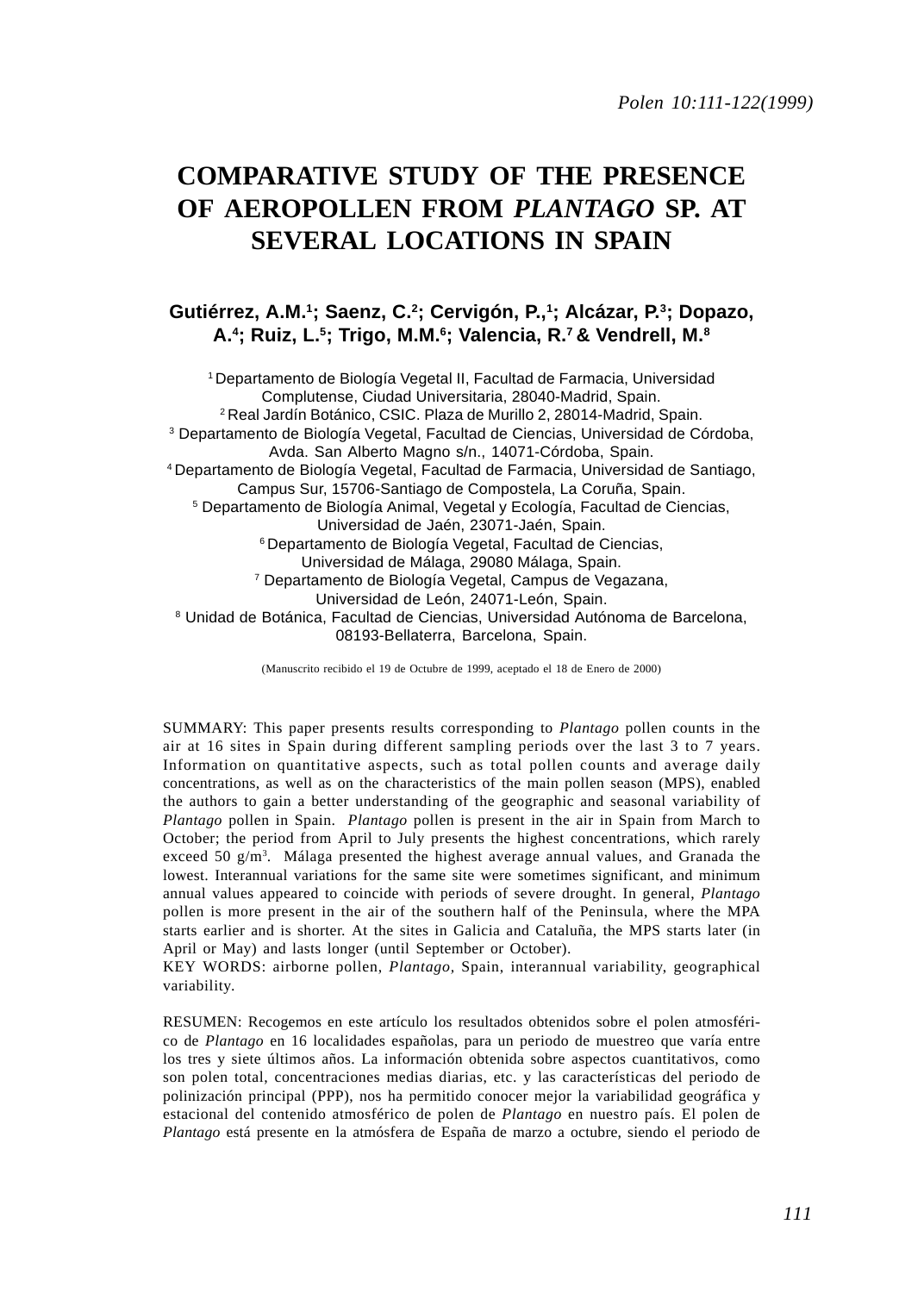# COMPARATIVE STUDY OF THE PRESENCE OF AEROPOLLEN FROM *PLANTAGO* SP. AT SEVERAL LOCATIONS IN SPAIN

**Gutiérrez, A.M.[1]; Saenz, C.[2]; Cervigón, P.,[1]; Alcázar, P.[3]; Dopazo, A.[4]; Ruiz, L.[5]; Trigo, M.M.[6]; Valencia, R.[7] & Vendrell, M.[8]**

[1] Departamento de Biología Vegetal II, Facultad de Farmacia, Universidad Complutense, Ciudad Universitaria, 28040-Madrid, Spain.
[2] Real Jardín Botánico, CSIC. Plaza de Murillo 2, 28014-Madrid, Spain.
[3] Departamento de Biología Vegetal, Facultad de Ciencias, Universidad de Córdoba, Avda. San Alberto Magno s/n., 14071-Córdoba, Spain.
[4] Departamento de Biología Vegetal, Facultad de Farmacia, Universidad de Santiago, Campus Sur, 15706-Santiago de Compostela, La Coruña, Spain.
[5] Departamento de Biología Animal, Vegetal y Ecología, Facultad de Ciencias, Universidad de Jaén, 23071-Jaén, Spain.
[6] Departamento de Biología Vegetal, Facultad de Ciencias, Universidad de Málaga, 29080 Málaga, Spain.
[7] Departamento de Biología Vegetal, Campus de Vegazana, Universidad de León, 24071-León, Spain.
[8] Unidad de Botánica, Facultad de Ciencias, Universidad Autónoma de Barcelona, 08193-Bellaterra, Barcelona, Spain.

(Manuscrito recibido el 19 de Octubre de 1999, aceptado el 18 de Enero de 2000)

SUMMARY: This paper presents results corresponding to *Plantago* pollen counts in the air at 16 sites in Spain during different sampling periods over the last 3 to 7 years. Information on quantitative aspects, such as total pollen counts and average daily concentrations, as well as on the characteristics of the main pollen season (MPS), enabled the authors to gain a better understanding of the geographic and seasonal variability of *Plantago* pollen in Spain. *Plantago* pollen is present in the air in Spain from March to October; the period from April to July presents the highest concentrations, which rarely exceed 50 g/m$^3$. Málaga presented the highest average annual values, and Granada the lowest. Interannual variations for the same site were sometimes significant, and minimum annual values appeared to coincide with periods of severe drought. In general, *Plantago* pollen is more present in the air of the southern half of the Peninsula, where the MPA starts earlier and is shorter. At the sites in Galicia and Cataluña, the MPS starts later (in April or May) and lasts longer (until September or October).

KEY WORDS: airborne pollen, *Plantago*, Spain, interannual variability, geographical variability.

RESUMEN: Recogemos en este artículo los resultados obtenidos sobre el polen atmosférico de *Plantago* en 16 localidades españolas, para un periodo de muestreo que varía entre los tres y siete últimos años. La información obtenida sobre aspectos cuantitativos, como son polen total, concentraciones medias diarias, etc. y las características del periodo de polinización principal (PPP), nos ha permitido conocer mejor la variabilidad geográfica y estacional del contenido atmosférico de polen de *Plantago* en nuestro país. El polen de *Plantago* está presente en la atmósfera de España de marzo a octubre, siendo el periodo de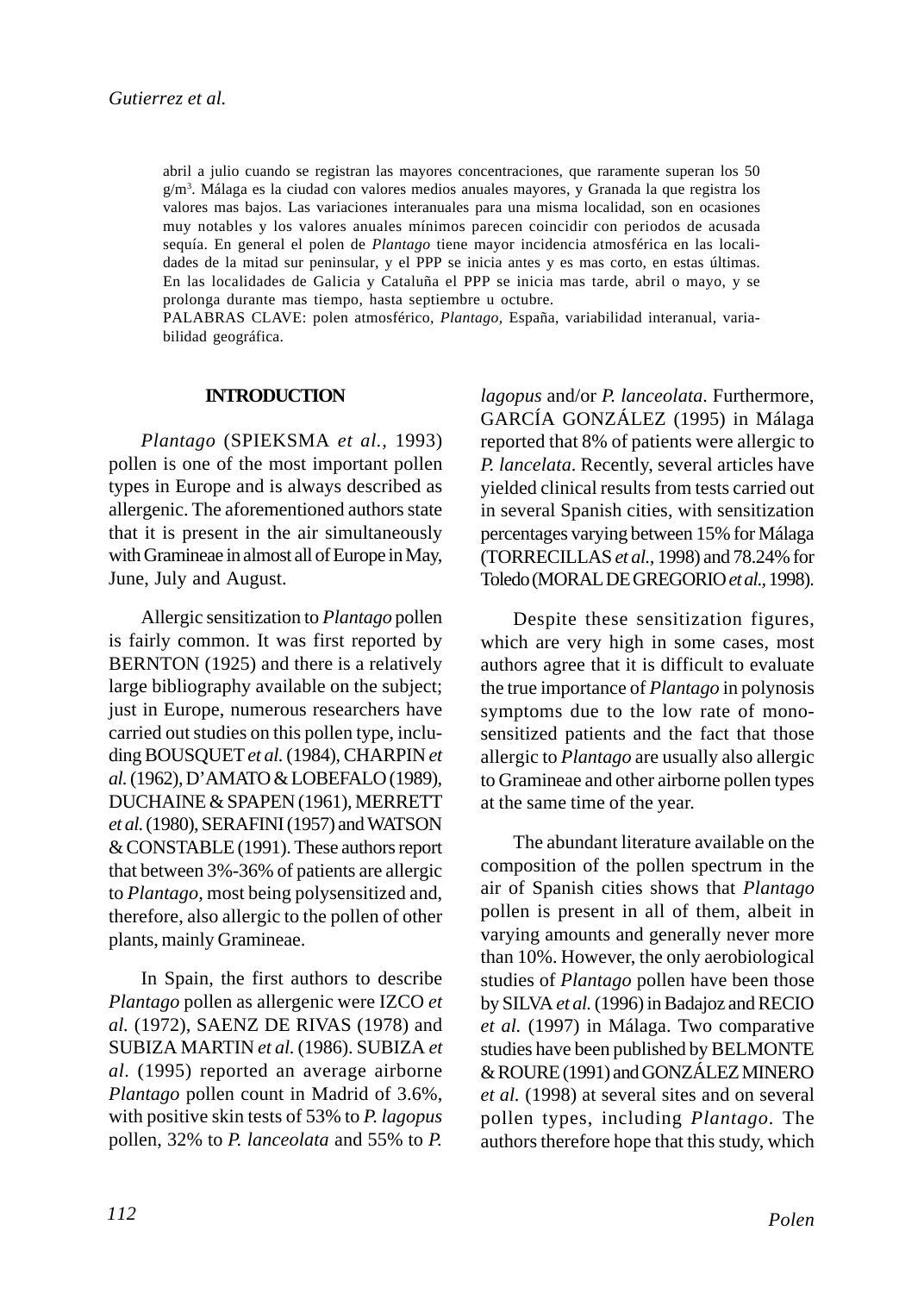abril a julio cuando se registran las mayores concentraciones, que raramente superan los 50 g/m$^3$. Málaga es la ciudad con valores medios anuales mayores, y Granada la que registra los valores mas bajos. Las variaciones interanuales para una misma localidad, son en ocasiones muy notables y los valores anuales mínimos parecen coincidir con periodos de acusada sequía. En general el polen de *Plantago* tiene mayor incidencia atmosférica en las localidades de la mitad sur peninsular, y el PPP se inicia antes y es mas corto, en estas últimas. En las localidades de Galicia y Cataluña el PPP se inicia mas tarde, abril o mayo, y se prolonga durante mas tiempo, hasta septiembre u octubre.

PALABRAS CLAVE: polen atmosférico, *Plantago*, España, variabilidad interanual, variabilidad geográfica.

## INTRODUCTION

*Plantago* (SPIEKSMA *et al.*, 1993) pollen is one of the most important pollen types in Europe and is always described as allergenic. The aforementioned authors state that it is present in the air simultaneously with Gramineae in almost all of Europe in May, June, July and August.

Allergic sensitization to *Plantago* pollen is fairly common. It was first reported by BERNTON (1925) and there is a relatively large bibliography available on the subject; just in Europe, numerous researchers have carried out studies on this pollen type, including BOUSQUET *et al.* (1984), CHARPIN *et al.* (1962), D'AMATO & LOBEFALO (1989), DUCHAINE & SPAPEN (1961), MERRETT *et al.* (1980), SERAFINI (1957) and WATSON & CONSTABLE (1991). These authors report that between 3%-36% of patients are allergic to *Plantago*, most being polysensitized and, therefore, also allergic to the pollen of other plants, mainly Gramineae.

In Spain, the first authors to describe *Plantago* pollen as allergenic were IZCO *et al.* (1972), SAENZ DE RIVAS (1978) and SUBIZA MARTIN *et al.* (1986). SUBIZA *et al*. (1995) reported an average airborne *Plantago* pollen count in Madrid of 3.6%, with positive skin tests of 53% to *P. lagopus* pollen, 32% to *P. lanceolata* and 55% to *P. lagopus* and/or *P. lanceolata*. Furthermore, GARCÍA GONZÁLEZ (1995) in Málaga reported that 8% of patients were allergic to *P. lancelata*. Recently, several articles have yielded clinical results from tests carried out in several Spanish cities, with sensitization percentages varying between 15% for Málaga (TORRECILLAS *et al.*, 1998) and 78.24% for Toledo (MORAL DE GREGORIO *et al.*, 1998).

Despite these sensitization figures, which are very high in some cases, most authors agree that it is difficult to evaluate the true importance of *Plantago* in polynosis symptoms due to the low rate of monosensitized patients and the fact that those allergic to *Plantago* are usually also allergic to Gramineae and other airborne pollen types at the same time of the year.

The abundant literature available on the composition of the pollen spectrum in the air of Spanish cities shows that *Plantago* pollen is present in all of them, albeit in varying amounts and generally never more than 10%. However, the only aerobiological studies of *Plantago* pollen have been those by SILVA *et al.* (1996) in Badajoz and RECIO *et al.* (1997) in Málaga. Two comparative studies have been published by BELMONTE & ROURE (1991) and GONZÁLEZ MINERO *et al.* (1998) at several sites and on several pollen types, including *Plantago*. The authors therefore hope that this study, which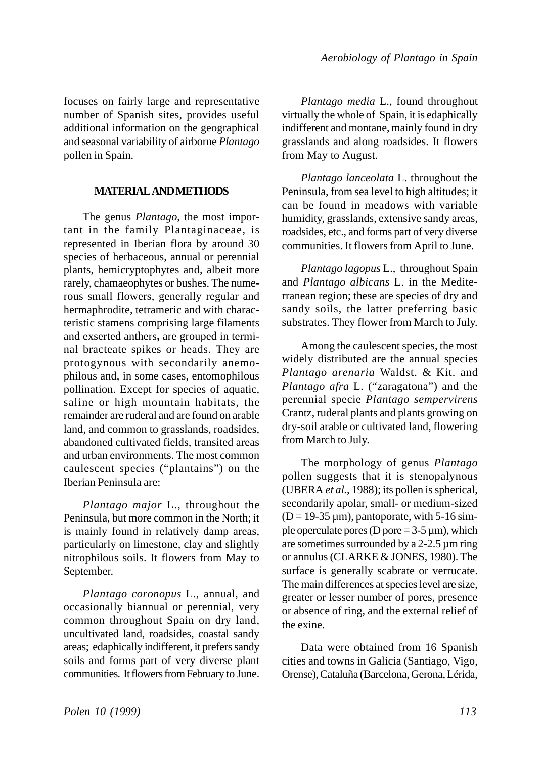focuses on fairly large and representative number of Spanish sites, provides useful additional information on the geographical and seasonal variability of airborne *Plantago* pollen in Spain.

## MATERIAL AND METHODS

The genus *Plantago*, the most important in the family Plantaginaceae, is represented in Iberian flora by around 30 species of herbaceous, annual or perennial plants, hemicryptophytes and, albeit more rarely, chamaeophytes or bushes. The numerous small flowers, generally regular and hermaphrodite, tetrameric and with characteristic stamens comprising large filaments and exserted anthers**,** are grouped in terminal bracteate spikes or heads. They are protogynous with secondarily anemophilous and, in some cases, entomophilous pollination. Except for species of aquatic, saline or high mountain habitats, the remainder are ruderal and are found on arable land, and common to grasslands, roadsides, abandoned cultivated fields, transited areas and urban environments. The most common caulescent species ("plantains") on the Iberian Peninsula are:

*Plantago major* L., throughout the Peninsula, but more common in the North; it is mainly found in relatively damp areas, particularly on limestone, clay and slightly nitrophilous soils. It flowers from May to September.

*Plantago coronopus* L., annual, and occasionally biannual or perennial, very common throughout Spain on dry land, uncultivated land, roadsides, coastal sandy areas; edaphically indifferent, it prefers sandy soils and forms part of very diverse plant communities. It flowers from February to June.

*Plantago media* L., found throughout virtually the whole of Spain, it is edaphically indifferent and montane, mainly found in dry grasslands and along roadsides. It flowers from May to August.

*Plantago lanceolata* L. throughout the Peninsula, from sea level to high altitudes; it can be found in meadows with variable humidity, grasslands, extensive sandy areas, roadsides, etc., and forms part of very diverse communities. It flowers from April to June.

*Plantago lagopus* L., throughout Spain and *Plantago albicans* L. in the Mediterranean region; these are species of dry and sandy soils, the latter preferring basic substrates. They flower from March to July.

Among the caulescent species, the most widely distributed are the annual species *Plantago arenaria* Waldst. & Kit. and *Plantago afra* L. ("zaragatona") and the perennial specie *Plantago sempervirens* Crantz, ruderal plants and plants growing on dry-soil arable or cultivated land, flowering from March to July.

The morphology of genus *Plantago* pollen suggests that it is stenopalynous (UBERA *et al.*, 1988); its pollen is spherical, secondarily apolar, small- or medium-sized (D = 19-35 µm), pantoporate, with 5-16 simple operculate pores (D pore = 3-5 µm), which are sometimes surrounded by a 2-2.5 µm ring or annulus (CLARKE & JONES, 1980). The surface is generally scabrate or verrucate. The main differences at species level are size, greater or lesser number of pores, presence or absence of ring, and the external relief of the exine.

Data were obtained from 16 Spanish cities and towns in Galicia (Santiago, Vigo, Orense), Cataluña (Barcelona, Gerona, Lérida,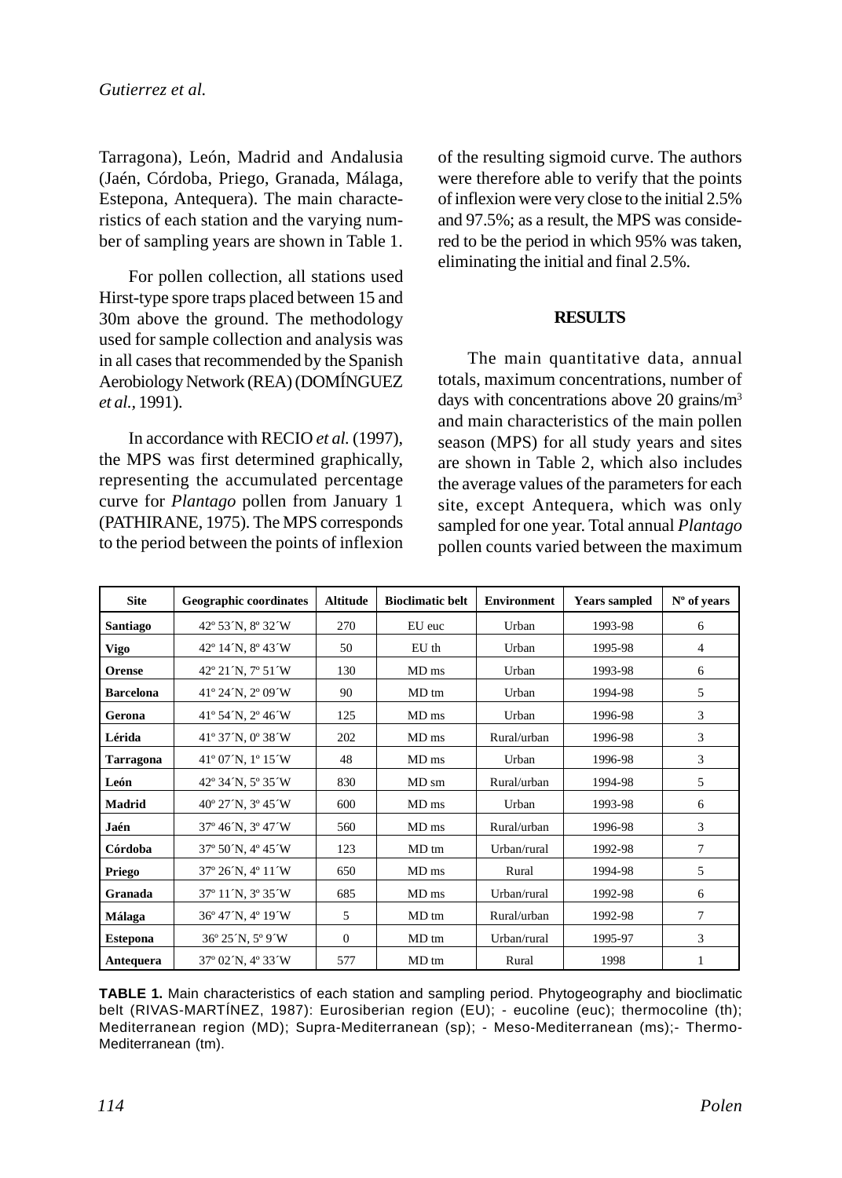Tarragona), León, Madrid and Andalusia (Jaén, Córdoba, Priego, Granada, Málaga, Estepona, Antequera). The main characteristics of each station and the varying number of sampling years are shown in Table 1.

For pollen collection, all stations used Hirst-type spore traps placed between 15 and 30m above the ground. The methodology used for sample collection and analysis was in all cases that recommended by the Spanish Aerobiology Network (REA) (DOMÍNGUEZ *et al.*, 1991).

In accordance with RECIO *et al.* (1997), the MPS was first determined graphically, representing the accumulated percentage curve for *Plantago* pollen from January 1 (PATHIRANE, 1975). The MPS corresponds to the period between the points of inflexion of the resulting sigmoid curve. The authors were therefore able to verify that the points of inflexion were very close to the initial 2.5% and 97.5%; as a result, the MPS was considered to be the period in which 95% was taken, eliminating the initial and final 2.5%.

## RESULTS

The main quantitative data, annual totals, maximum concentrations, number of days with concentrations above 20 grains/m$^3$ and main characteristics of the main pollen season (MPS) for all study years and sites are shown in Table 2, which also includes the average values of the parameters for each site, except Antequera, which was only sampled for one year. Total annual *Plantago* pollen counts varied between the maximum

| Site | Geographic coordinates | Altitude | Bioclimatic belt | Environment | Years sampled | Nº of years |
|---|---|---|---|---|---|---|
| **Santiago** | 42º 53´N, 8º 32´W | 270 | EU euc | Urban | 1993-98 | 6 |
| **Vigo** | 42º 14´N, 8º 43´W | 50 | EU th | Urban | 1995-98 | 4 |
| **Orense** | 42º 21´N, 7º 51´W | 130 | MD ms | Urban | 1993-98 | 6 |
| **Barcelona** | 41º 24´N, 2º 09´W | 90 | MD tm | Urban | 1994-98 | 5 |
| **Gerona** | 41º 54´N, 2º 46´W | 125 | MD ms | Urban | 1996-98 | 3 |
| **Lérida** | 41º 37´N, 0º 38´W | 202 | MD ms | Rural/urban | 1996-98 | 3 |
| **Tarragona** | 41º 07´N, 1º 15´W | 48 | MD ms | Urban | 1996-98 | 3 |
| **León** | 42º 34´N, 5º 35´W | 830 | MD sm | Rural/urban | 1994-98 | 5 |
| **Madrid** | 40º 27´N, 3º 45´W | 600 | MD ms | Urban | 1993-98 | 6 |
| **Jaén** | 37º 46´N, 3º 47´W | 560 | MD ms | Rural/urban | 1996-98 | 3 |
| **Córdoba** | 37º 50´N, 4º 45´W | 123 | MD tm | Urban/rural | 1992-98 | 7 |
| **Priego** | 37º 26´N, 4º 11´W | 650 | MD ms | Rural | 1994-98 | 5 |
| **Granada** | 37º 11´N, 3º 35´W | 685 | MD ms | Urban/rural | 1992-98 | 6 |
| **Málaga** | 36º 47´N, 4º 19´W | 5 | MD tm | Rural/urban | 1992-98 | 7 |
| **Estepona** | 36º 25´N, 5º 9´W | 0 | MD tm | Urban/rural | 1995-97 | 3 |
| **Antequera** | 37º 02´N, 4º 33´W | 577 | MD tm | Rural | 1998 | 1 |

**TABLE 1.** Main characteristics of each station and sampling period. Phytogeography and bioclimatic belt (RIVAS-MARTÍNEZ, 1987): Eurosiberian region (EU); - eucoline (euc); thermocoline (th); Mediterranean region (MD); Supra-Mediterranean (sp); - Meso-Mediterranean (ms);- Thermo-Mediterranean (tm).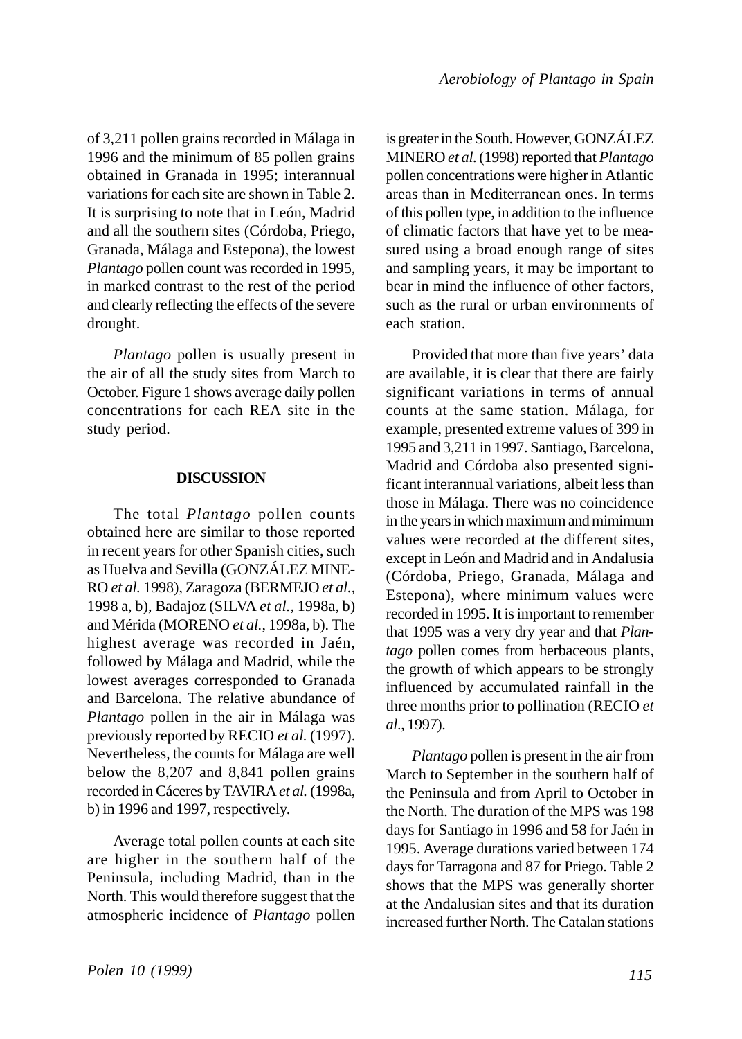of 3,211 pollen grains recorded in Málaga in 1996 and the minimum of 85 pollen grains obtained in Granada in 1995; interannual variations for each site are shown in Table 2. It is surprising to note that in León, Madrid and all the southern sites (Córdoba, Priego, Granada, Málaga and Estepona), the lowest *Plantago* pollen count was recorded in 1995, in marked contrast to the rest of the period and clearly reflecting the effects of the severe drought.

*Plantago* pollen is usually present in the air of all the study sites from March to October. Figure 1 shows average daily pollen concentrations for each REA site in the study period.

## DISCUSSION

The total *Plantago* pollen counts obtained here are similar to those reported in recent years for other Spanish cities, such as Huelva and Sevilla (GONZÁLEZ MINERO *et al.* 1998), Zaragoza (BERMEJO *et al.*, 1998 a, b), Badajoz (SILVA *et al.*, 1998a, b) and Mérida (MORENO *et al.*, 1998a, b). The highest average was recorded in Jaén, followed by Málaga and Madrid, while the lowest averages corresponded to Granada and Barcelona. The relative abundance of *Plantago* pollen in the air in Málaga was previously reported by RECIO *et al.* (1997). Nevertheless, the counts for Málaga are well below the 8,207 and 8,841 pollen grains recorded in Cáceres by TAVIRA *et al.* (1998a, b) in 1996 and 1997, respectively.

Average total pollen counts at each site are higher in the southern half of the Peninsula, including Madrid, than in the North. This would therefore suggest that the atmospheric incidence of *Plantago* pollen is greater in the South. However, GONZÁLEZ MINERO *et al.* (1998) reported that *Plantago* pollen concentrations were higher in Atlantic areas than in Mediterranean ones. In terms of this pollen type, in addition to the influence of climatic factors that have yet to be measured using a broad enough range of sites and sampling years, it may be important to bear in mind the influence of other factors, such as the rural or urban environments of each station.

Provided that more than five years' data are available, it is clear that there are fairly significant variations in terms of annual counts at the same station. Málaga, for example, presented extreme values of 399 in 1995 and 3,211 in 1997. Santiago, Barcelona, Madrid and Córdoba also presented significant interannual variations, albeit less than those in Málaga. There was no coincidence in the years in which maximum and mimimum values were recorded at the different sites, except in León and Madrid and in Andalusia (Córdoba, Priego, Granada, Málaga and Estepona), where minimum values were recorded in 1995. It is important to remember that 1995 was a very dry year and that *Plantago* pollen comes from herbaceous plants, the growth of which appears to be strongly influenced by accumulated rainfall in the three months prior to pollination (RECIO *et al.*, 1997).

*Plantago* pollen is present in the air from March to September in the southern half of the Peninsula and from April to October in the North. The duration of the MPS was 198 days for Santiago in 1996 and 58 for Jaén in 1995. Average durations varied between 174 days for Tarragona and 87 for Priego. Table 2 shows that the MPS was generally shorter at the Andalusian sites and that its duration increased further North. The Catalan stations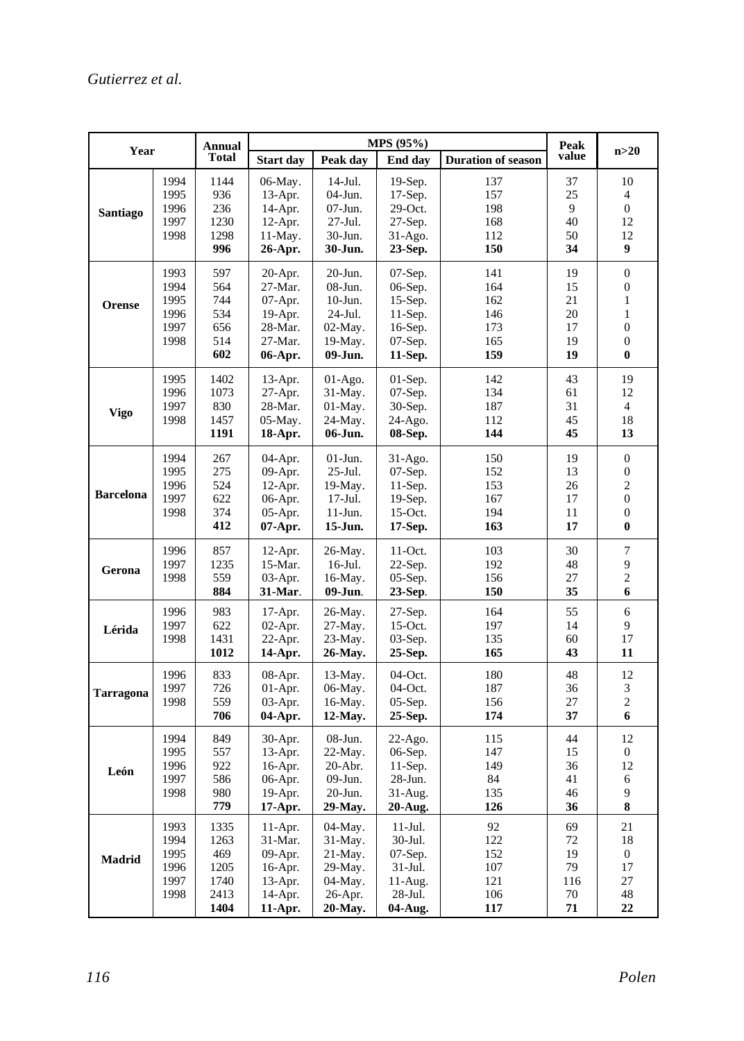| Year | | Annual Total | MPS (95%) | | | | Peak value | n>20 |
|---|---|---|---|---|---|---|---|---|
| | | | Start day | Peak day | End day | Duration of season | | |
| **Santiago** | 1994 | 1144 | 06-May. | 14-Jul. | 19-Sep. | 137 | 37 | 10 |
| | 1995 | 936 | 13-Apr. | 04-Jun. | 17-Sep. | 157 | 25 | 4 |
| | 1996 | 236 | 14-Apr. | 07-Jun. | 29-Oct. | 198 | 9 | 0 |
| | 1997 | 1230 | 12-Apr. | 27-Jul. | 27-Sep. | 168 | 40 | 12 |
| | 1998 | 1298 | 11-May. | 30-Jun. | 31-Ago. | 112 | 50 | 12 |
| | | **996** | **26-Apr.** | **30-Jun.** | **23-Sep.** | **150** | **34** | **9** |
| **Orense** | 1993 | 597 | 20-Apr. | 20-Jun. | 07-Sep. | 141 | 19 | 0 |
| | 1994 | 564 | 27-Mar. | 08-Jun. | 06-Sep. | 164 | 15 | 0 |
| | 1995 | 744 | 07-Apr. | 10-Jun. | 15-Sep. | 162 | 21 | 1 |
| | 1996 | 534 | 19-Apr. | 24-Jul. | 11-Sep. | 146 | 20 | 1 |
| | 1997 | 656 | 28-Mar. | 02-May. | 16-Sep. | 173 | 17 | 0 |
| | 1998 | 514 | 27-Mar. | 19-May. | 07-Sep. | 165 | 19 | 0 |
| | | **602** | **06-Apr.** | **09-Jun.** | **11-Sep.** | **159** | **19** | **0** |
| **Vigo** | 1995 | 1402 | 13-Apr. | 01-Ago. | 01-Sep. | 142 | 43 | 19 |
| | 1996 | 1073 | 27-Apr. | 31-May. | 07-Sep. | 134 | 61 | 12 |
| | 1997 | 830 | 28-Mar. | 01-May. | 30-Sep. | 187 | 31 | 4 |
| | 1998 | 1457 | 05-May. | 24-May. | 24-Ago. | 112 | 45 | 18 |
| | | **1191** | **18-Apr.** | **06-Jun.** | **08-Sep.** | **144** | **45** | **13** |
| **Barcelona** | 1994 | 267 | 04-Apr. | 01-Jun. | 31-Ago. | 150 | 19 | 0 |
| | 1995 | 275 | 09-Apr. | 25-Jul. | 07-Sep. | 152 | 13 | 0 |
| | 1996 | 524 | 12-Apr. | 19-May. | 11-Sep. | 153 | 26 | 2 |
| | 1997 | 622 | 06-Apr. | 17-Jul. | 19-Sep. | 167 | 17 | 0 |
| | 1998 | 374 | 05-Apr. | 11-Jun. | 15-Oct. | 194 | 11 | 0 |
| | | **412** | **07-Apr.** | **15-Jun.** | **17-Sep.** | **163** | **17** | **0** |
| **Gerona** | 1996 | 857 | 12-Apr. | 26-May. | 11-Oct. | 103 | 30 | 7 |
| | 1997 | 1235 | 15-Mar. | 16-Jul. | 22-Sep. | 192 | 48 | 9 |
| | 1998 | 559 | 03-Apr. | 16-May. | 05-Sep. | 156 | 27 | 2 |
| | | **884** | **31-Mar.** | **09-Jun.** | **23-Sep.** | **150** | **35** | **6** |
| **Lérida** | 1996 | 983 | 17-Apr. | 26-May. | 27-Sep. | 164 | 55 | 6 |
| | 1997 | 622 | 02-Apr. | 27-May. | 15-Oct. | 197 | 14 | 9 |
| | 1998 | 1431 | 22-Apr. | 23-May. | 03-Sep. | 135 | 60 | 17 |
| | | **1012** | **14-Apr.** | **26-May.** | **25-Sep.** | **165** | **43** | **11** |
| **Tarragona** | 1996 | 833 | 08-Apr. | 13-May. | 04-Oct. | 180 | 48 | 12 |
| | 1997 | 726 | 01-Apr. | 06-May. | 04-Oct. | 187 | 36 | 3 |
| | 1998 | 559 | 03-Apr. | 16-May. | 05-Sep. | 156 | 27 | 2 |
| | | **706** | **04-Apr.** | **12-May.** | **25-Sep.** | **174** | **37** | **6** |
| **León** | 1994 | 849 | 30-Apr. | 08-Jun. | 22-Ago. | 115 | 44 | 12 |
| | 1995 | 557 | 13-Apr. | 22-May. | 06-Sep. | 147 | 15 | 0 |
| | 1996 | 922 | 16-Apr. | 20-Abr. | 11-Sep. | 149 | 36 | 12 |
| | 1997 | 586 | 06-Apr. | 09-Jun. | 28-Jun. | 84 | 41 | 6 |
| | 1998 | 980 | 19-Apr. | 20-Jun. | 31-Aug. | 135 | 46 | 9 |
| | | **779** | **17-Apr.** | **29-May.** | **20-Aug.** | **126** | **36** | **8** |
| **Madrid** | 1993 | 1335 | 11-Apr. | 04-May. | 11-Jul. | 92 | 69 | 21 |
| | 1994 | 1263 | 31-Mar. | 31-May. | 30-Jul. | 122 | 72 | 18 |
| | 1995 | 469 | 09-Apr. | 21-May. | 07-Sep. | 152 | 19 | 0 |
| | 1996 | 1205 | 16-Apr. | 29-May. | 31-Jul. | 107 | 79 | 17 |
| | 1997 | 1740 | 13-Apr. | 04-May. | 11-Aug. | 121 | 116 | 27 |
| | 1998 | 2413 | 14-Apr. | 26-Apr. | 28-Jul. | 106 | 70 | 48 |
| | | **1404** | **11-Apr.** | **20-May.** | **04-Aug.** | **117** | **71** | **22** |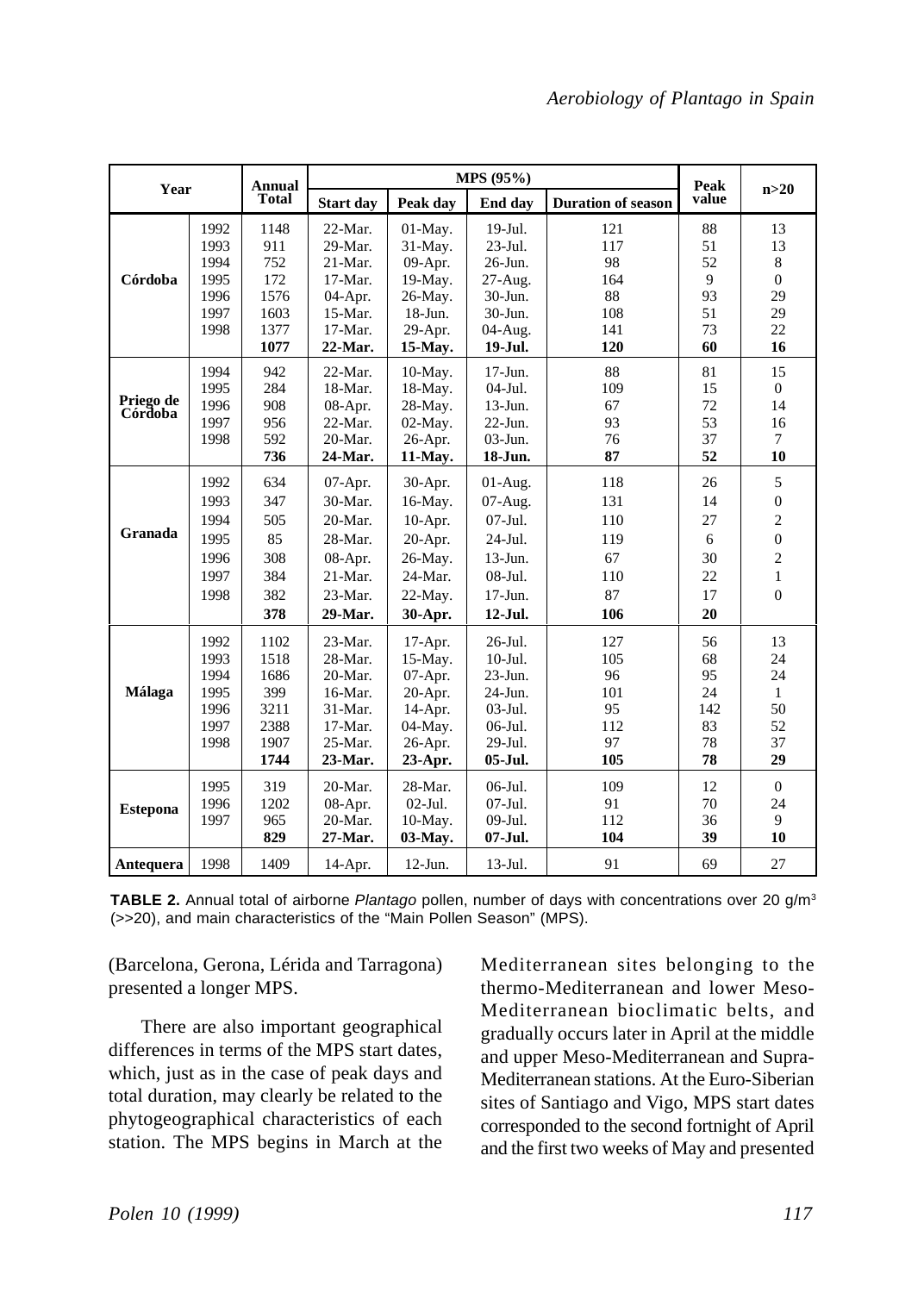| Year | | Annual Total | MPS (95%) | | | | Peak value | n>20 |
|---|---|---|---|---|---|---|---|---|
| | | | Start day | Peak day | End day | Duration of season | | |
| Córdoba | 1992 | 1148 | 22-Mar. | 01-May. | 19-Jul. | 121 | 88 | 13 |
| | 1993 | 911 | 29-Mar. | 31-May. | 23-Jul. | 117 | 51 | 13 |
| | 1994 | 752 | 21-Mar. | 09-Apr. | 26-Jun. | 98 | 52 | 8 |
| | 1995 | 172 | 17-Mar. | 19-May. | 27-Aug. | 164 | 9 | 0 |
| | 1996 | 1576 | 04-Apr. | 26-May. | 30-Jun. | 88 | 93 | 29 |
| | 1997 | 1603 | 15-Mar. | 18-Jun. | 30-Jun. | 108 | 51 | 29 |
| | 1998 | 1377 | 17-Mar. | 29-Apr. | 04-Aug. | 141 | 73 | 22 |
| | | **1077** | **22-Mar.** | **15-May.** | **19-Jul.** | **120** | **60** | **16** |
| Priego de Córdoba | 1994 | 942 | 22-Mar. | 10-May. | 17-Jun. | 88 | 81 | 15 |
| | 1995 | 284 | 18-Mar. | 18-May. | 04-Jul. | 109 | 15 | 0 |
| | 1996 | 908 | 08-Apr. | 28-May. | 13-Jun. | 67 | 72 | 14 |
| | 1997 | 956 | 22-Mar. | 02-May. | 22-Jun. | 93 | 53 | 16 |
| | 1998 | 592 | 20-Mar. | 26-Apr. | 03-Jun. | 76 | 37 | 7 |
| | | **736** | **24-Mar.** | **11-May.** | **18-Jun.** | **87** | **52** | **10** |
| Granada | 1992 | 634 | 07-Apr. | 30-Apr. | 01-Aug. | 118 | 26 | 5 |
| | 1993 | 347 | 30-Mar. | 16-May. | 07-Aug. | 131 | 14 | 0 |
| | 1994 | 505 | 20-Mar. | 10-Apr. | 07-Jul. | 110 | 27 | 2 |
| | 1995 | 85 | 28-Mar. | 20-Apr. | 24-Jul. | 119 | 6 | 0 |
| | 1996 | 308 | 08-Apr. | 26-May. | 13-Jun. | 67 | 30 | 2 |
| | 1997 | 384 | 21-Mar. | 24-Mar. | 08-Jul. | 110 | 22 | 1 |
| | 1998 | 382 | 23-Mar. | 22-May. | 17-Jun. | 87 | 17 | 0 |
| | | **378** | **29-Mar.** | **30-Apr.** | **12-Jul.** | **106** | **20** | |
| Málaga | 1992 | 1102 | 23-Mar. | 17-Apr. | 26-Jul. | 127 | 56 | 13 |
| | 1993 | 1518 | 28-Mar. | 15-May. | 10-Jul. | 105 | 68 | 24 |
| | 1994 | 1686 | 20-Mar. | 07-Apr. | 23-Jun. | 96 | 95 | 24 |
| | 1995 | 399 | 16-Mar. | 20-Apr. | 24-Jun. | 101 | 24 | 1 |
| | 1996 | 3211 | 31-Mar. | 14-Apr. | 03-Jul. | 95 | 142 | 50 |
| | 1997 | 2388 | 17-Mar. | 04-May. | 06-Jul. | 112 | 83 | 52 |
| | 1998 | 1907 | 25-Mar. | 26-Apr. | 29-Jul. | 97 | 78 | 37 |
| | | **1744** | **23-Mar.** | **23-Apr.** | **05-Jul.** | **105** | **78** | **29** |
| Estepona | 1995 | 319 | 20-Mar. | 28-Mar. | 06-Jul. | 109 | 12 | 0 |
| | 1996 | 1202 | 08-Apr. | 02-Jul. | 07-Jul. | 91 | 70 | 24 |
| | 1997 | 965 | 20-Mar. | 10-May. | 09-Jul. | 112 | 36 | 9 |
| | | **829** | **27-Mar.** | **03-May.** | **07-Jul.** | **104** | **39** | **10** |
| Antequera | 1998 | 1409 | 14-Apr. | 12-Jun. | 13-Jul. | 91 | 69 | 27 |

**TABLE 2.** Annual total of airborne *Plantago* pollen, number of days with concentrations over 20 g/m$^3$ (>>20), and main characteristics of the "Main Pollen Season" (MPS).

(Barcelona, Gerona, Lérida and Tarragona) presented a longer MPS.

There are also important geographical differences in terms of the MPS start dates, which, just as in the case of peak days and total duration, may clearly be related to the phytogeographical characteristics of each station. The MPS begins in March at the Mediterranean sites belonging to the thermo-Mediterranean and lower Meso-Mediterranean bioclimatic belts, and gradually occurs later in April at the middle and upper Meso-Mediterranean and Supra-Mediterranean stations. At the Euro-Siberian sites of Santiago and Vigo, MPS start dates corresponded to the second fortnight of April and the first two weeks of May and presented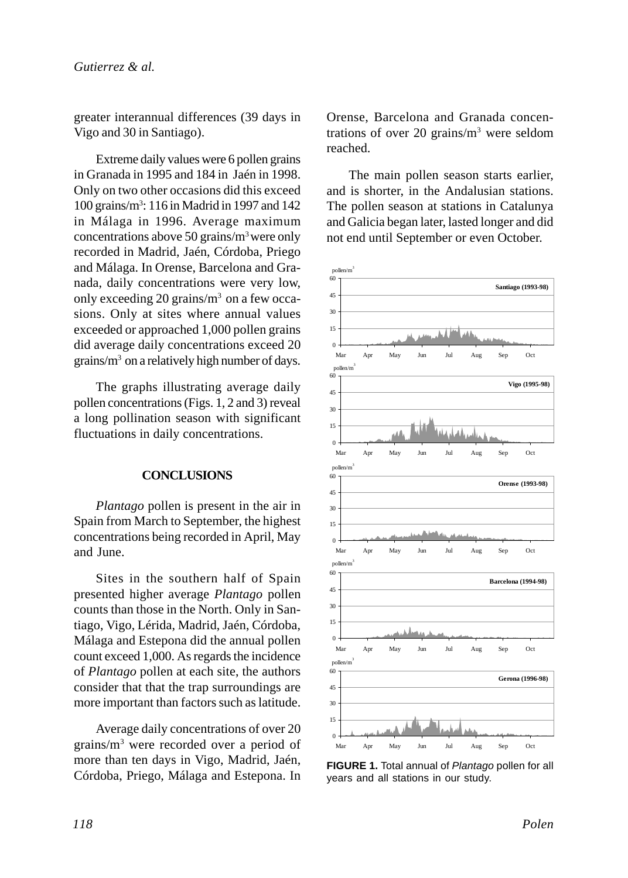greater interannual differences (39 days in Vigo and 30 in Santiago).

Extreme daily values were 6 pollen grains in Granada in 1995 and 184 in Jaén in 1998. Only on two other occasions did this exceed 100 grains/m$^3$: 116 in Madrid in 1997 and 142 in Málaga in 1996. Average maximum concentrations above 50 grains/m$^3$ were only recorded in Madrid, Jaén, Córdoba, Priego and Málaga. In Orense, Barcelona and Granada, daily concentrations were very low, only exceeding 20 grains/m$^3$ on a few occasions. Only at sites where annual values exceeded or approached 1,000 pollen grains did average daily concentrations exceed 20 grains/m$^3$ on a relatively high number of days.

The graphs illustrating average daily pollen concentrations (Figs. 1, 2 and 3) reveal a long pollination season with significant fluctuations in daily concentrations.

## CONCLUSIONS

*Plantago* pollen is present in the air in Spain from March to September, the highest concentrations being recorded in April, May and June.

Sites in the southern half of Spain presented higher average *Plantago* pollen counts than those in the North. Only in Santiago, Vigo, Lérida, Madrid, Jaén, Córdoba, Málaga and Estepona did the annual pollen count exceed 1,000. As regards the incidence of *Plantago* pollen at each site, the authors consider that that the trap surroundings are more important than factors such as latitude.

Average daily concentrations of over 20 grains/m$^3$ were recorded over a period of more than ten days in Vigo, Madrid, Jaén, Córdoba, Priego, Málaga and Estepona. In Orense, Barcelona and Granada concentrations of over 20 grains/m$^3$ were seldom reached.

The main pollen season starts earlier, and is shorter, in the Andalusian stations. The pollen season at stations in Catalunya and Galicia began later, lasted longer and did not end until September or even October.

**FIGURE 1.** Total annual of *Plantago* pollen for all years and all stations in our study.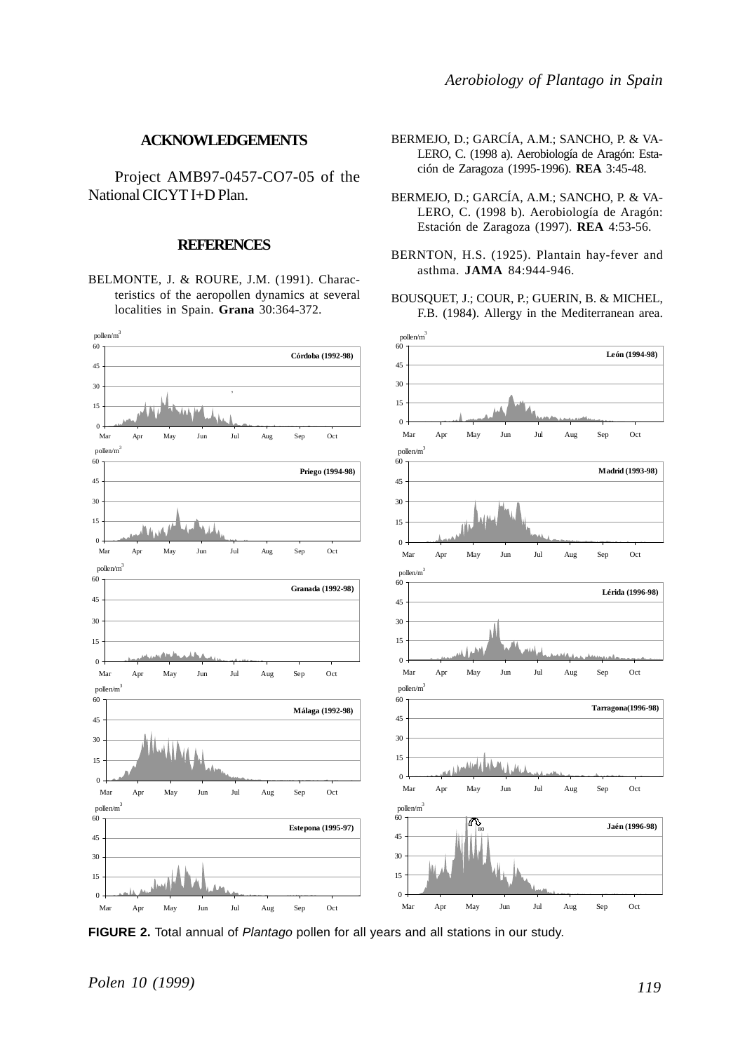## ACKNOWLEDGEMENTS

Project AMB97-0457-CO7-05 of the National CICYT I+D Plan.

## REFERENCES

BELMONTE, J. & ROURE, J.M. (1991). Characteristics of the aeropollen dynamics at several localities in Spain. **Grana** 30:364-372.

BERMEJO, D.; GARCÍA, A.M.; SANCHO, P. & VALERO, C. (1998 a). Aerobiología de Aragón: Estación de Zaragoza (1995-1996). **REA** 3:45-48.

BERMEJO, D.; GARCÍA, A.M.; SANCHO, P. & VALERO, C. (1998 b). Aerobiología de Aragón: Estación de Zaragoza (1997). **REA** 4:53-56.

BERNTON, H.S. (1925). Plantain hay-fever and asthma. **JAMA** 84:944-946.

BOUSQUET, J.; COUR, P.; GUERIN, B. & MICHEL, F.B. (1984). Allergy in the Mediterranean area.

**FIGURE 2.** Total annual of *Plantago* pollen for all years and all stations in our study.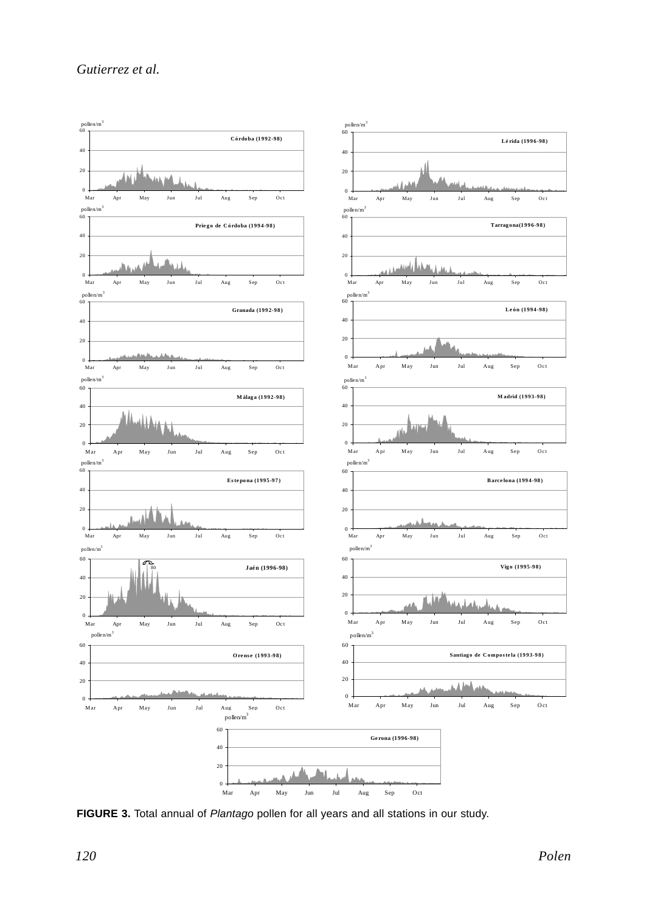**FIGURE 3.** Total annual of *Plantago* pollen for all years and all stations in our study.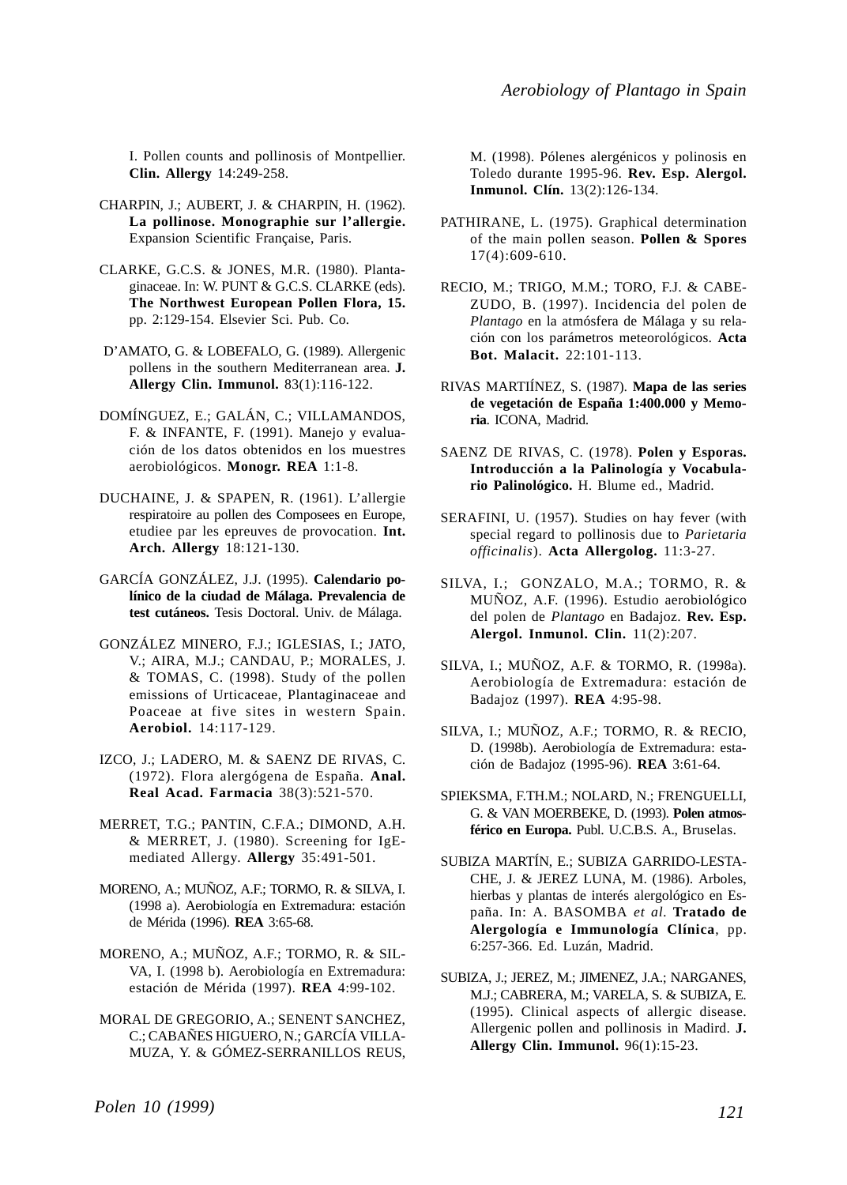I. Pollen counts and pollinosis of Montpellier. **Clin. Allergy** 14:249-258.

CHARPIN, J.; AUBERT, J. & CHARPIN, H. (1962). **La pollinose. Monographie sur l'allergie.** Expansion Scientific Française, Paris.

CLARKE, G.C.S. & JONES, M.R. (1980). Plantaginaceae. In: W. PUNT & G.C.S. CLARKE (eds). **The Northwest European Pollen Flora, 15.** pp. 2:129-154. Elsevier Sci. Pub. Co.

D'AMATO, G. & LOBEFALO, G. (1989). Allergenic pollens in the southern Mediterranean area. **J. Allergy Clin. Immunol.** 83(1):116-122.

DOMÍNGUEZ, E.; GALÁN, C.; VILLAMANDOS, F. & INFANTE, F. (1991). Manejo y evaluación de los datos obtenidos en los muestres aerobiológicos. **Monogr. REA** 1:1-8.

DUCHAINE, J. & SPAPEN, R. (1961). L'allergie respiratoire au pollen des Composees en Europe, etudiee par les epreuves de provocation. **Int. Arch. Allergy** 18:121-130.

GARCÍA GONZÁLEZ, J.J. (1995). **Calendario polínico de la ciudad de Málaga. Prevalencia de test cutáneos.** Tesis Doctoral. Univ. de Málaga.

GONZÁLEZ MINERO, F.J.; IGLESIAS, I.; JATO, V.; AIRA, M.J.; CANDAU, P.; MORALES, J. & TOMAS, C. (1998). Study of the pollen emissions of Urticaceae, Plantaginaceae and Poaceae at five sites in western Spain. **Aerobiol.** 14:117-129.

IZCO, J.; LADERO, M. & SAENZ DE RIVAS, C. (1972). Flora alergógena de España. **Anal. Real Acad. Farmacia** 38(3):521-570.

MERRET, T.G.; PANTIN, C.F.A.; DIMOND, A.H. & MERRET, J. (1980). Screening for IgE-mediated Allergy. **Allergy** 35:491-501.

MORENO, A.; MUÑOZ, A.F.; TORMO, R. & SILVA, I. (1998 a). Aerobiología en Extremadura: estación de Mérida (1996). **REA** 3:65-68.

MORENO, A.; MUÑOZ, A.F.; TORMO, R. & SILVA, I. (1998 b). Aerobiología en Extremadura: estación de Mérida (1997). **REA** 4:99-102.

MORAL DE GREGORIO, A.; SENENT SANCHEZ, C.; CABAÑES HIGUERO, N.; GARCÍA VILLAMUZA, Y. & GÓMEZ-SERRANILLOS REUS, M. (1998). Pólenes alergénicos y polinosis en Toledo durante 1995-96. **Rev. Esp. Alergol. Inmunol. Clín.** 13(2):126-134.

PATHIRANE, L. (1975). Graphical determination of the main pollen season. **Pollen & Spores** 17(4):609-610.

RECIO, M.; TRIGO, M.M.; TORO, F.J. & CABEZUDO, B. (1997). Incidencia del polen de *Plantago* en la atmósfera de Málaga y su relación con los parámetros meteorológicos. **Acta Bot. Malacit.** 22:101-113.

RIVAS MARTIÍNEZ, S. (1987). **Mapa de las series de vegetación de España 1:400.000 y Memoria**. ICONA, Madrid.

SAENZ DE RIVAS, C. (1978). **Polen y Esporas. Introducción a la Palinología y Vocabulario Palinológico.** H. Blume ed., Madrid.

SERAFINI, U. (1957). Studies on hay fever (with special regard to pollinosis due to *Parietaria officinalis*). **Acta Allergolog.** 11:3-27.

SILVA, I.; GONZALO, M.A.; TORMO, R. & MUÑOZ, A.F. (1996). Estudio aerobiológico del polen de *Plantago* en Badajoz. **Rev. Esp. Alergol. Inmunol. Clin.** 11(2):207.

SILVA, I.; MUÑOZ, A.F. & TORMO, R. (1998a). Aerobiología de Extremadura: estación de Badajoz (1997). **REA** 4:95-98.

SILVA, I.; MUÑOZ, A.F.; TORMO, R. & RECIO, D. (1998b). Aerobiología de Extremadura: estación de Badajoz (1995-96). **REA** 3:61-64.

SPIEKSMA, F.TH.M.; NOLARD, N.; FRENGUELLI, G. & VAN MOERBEKE, D. (1993). **Polen atmosférico en Europa.** Publ. U.C.B.S. A., Bruselas.

SUBIZA MARTÍN, E.; SUBIZA GARRIDO-LESTACHE, J. & JEREZ LUNA, M. (1986). Arboles, hierbas y plantas de interés alergológico en España. In: A. BASOMBA *et al*. **Tratado de Alergología e Immunología Clínica**, pp. 6:257-366. Ed. Luzán, Madrid.

SUBIZA, J.; JEREZ, M.; JIMENEZ, J.A.; NARGANES, M.J.; CABRERA, M.; VARELA, S. & SUBIZA, E. (1995). Clinical aspects of allergic disease. Allergenic pollen and pollinosis in Madird. **J. Allergy Clin. Immunol.** 96(1):15-23.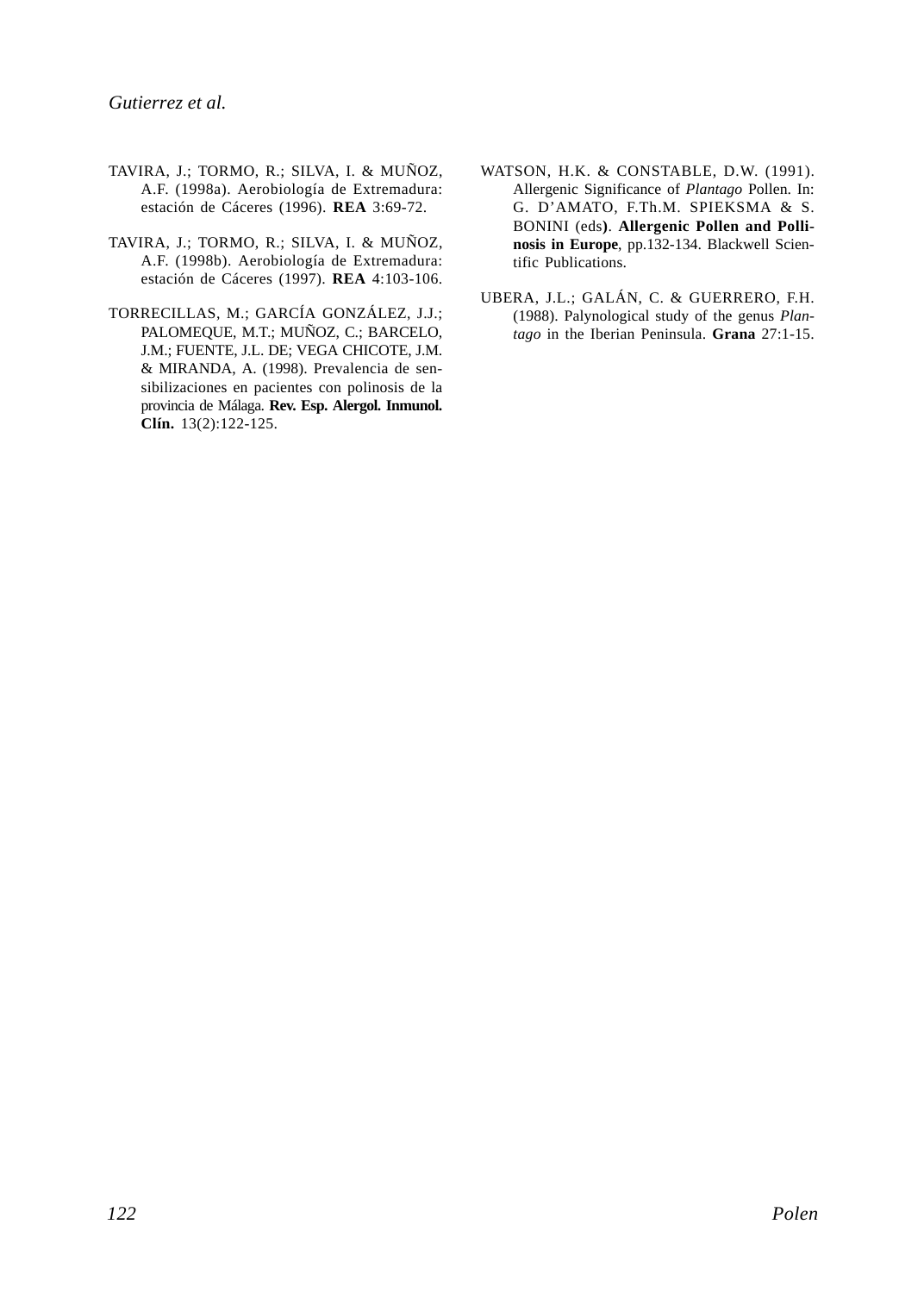TAVIRA, J.; TORMO, R.; SILVA, I. & MUÑOZ, A.F. (1998a). Aerobiología de Extremadura: estación de Cáceres (1996). **REA** 3:69-72.

TAVIRA, J.; TORMO, R.; SILVA, I. & MUÑOZ, A.F. (1998b). Aerobiología de Extremadura: estación de Cáceres (1997). **REA** 4:103-106.

TORRECILLAS, M.; GARCÍA GONZÁLEZ, J.J.; PALOMEQUE, M.T.; MUÑOZ, C.; BARCELO, J.M.; FUENTE, J.L. DE; VEGA CHICOTE, J.M. & MIRANDA, A. (1998). Prevalencia de sensibilizaciones en pacientes con polinosis de la provincia de Málaga. **Rev. Esp. Alergol. Inmunol. Clín.** 13(2):122-125.

WATSON, H.K. & CONSTABLE, D.W. (1991). Allergenic Significance of *Plantago* Pollen. In: G. D'AMATO, F.Th.M. SPIEKSMA & S. BONINI (eds). **Allergenic Pollen and Pollinosis in Europe**, pp.132-134. Blackwell Scientific Publications.

UBERA, J.L.; GALÁN, C. & GUERRERO, F.H. (1988). Palynological study of the genus *Plantago* in the Iberian Peninsula. **Grana** 27:1-15.